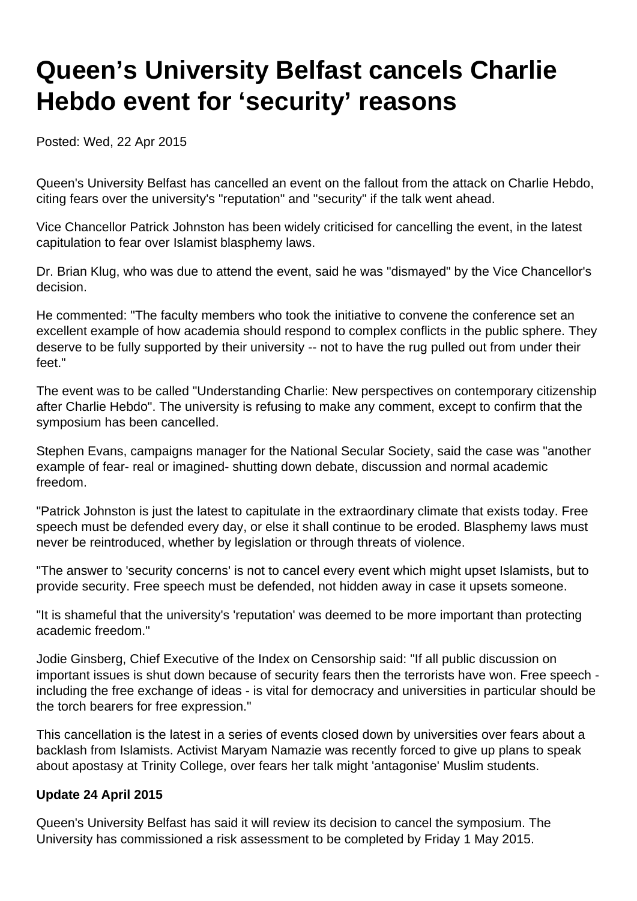# Queen's University Belfast cancels Charlie Hebdo event for 'security' reasons

Posted: Wed, 22 Apr 2015

Queen's University Belfast has cancelled an event on the fallout from the attack on Charlie Hebdo, citing fears over the university's "reputation" and "security" if the talk went ahead.

Vice Chancellor Patrick Johnston has been widely criticised for cancelling the event, in the latest capitulation to fear over Islamist blasphemy laws.

Dr. Brian Klug, who was due to attend the event, said he was "dismayed" by the Vice Chancellor's decision.

He commented: "The faculty members who took the initiative to convene the conference set an excellent example of how academia should respond to complex conflicts in the public sphere. They deserve to be fully supported by their university -- not to have the rug pulled out from under their feet."

The event was to be called "Understanding Charlie: New perspectives on contemporary citizenship after Charlie Hebdo". The university is refusing to make any comment, except to confirm that the symposium has been cancelled.

Stephen Evans, campaigns manager for the National Secular Society, said the case was "another example of fear- real or imagined- shutting down debate, discussion and normal academic freedom.

"Patrick Johnston is just the latest to capitulate in the extraordinary climate that exists today. Free speech must be defended every day, or else it shall continue to be eroded. Blasphemy laws must never be reintroduced, whether by legislation or through threats of violence.

"The answer to 'security concerns' is not to cancel every event which might upset Islamists, but to provide security. Free speech must be defended, not hidden away in case it upsets someone.

"It is shameful that the university's 'reputation' was deemed to be more important than protecting academic freedom."

Jodie Ginsberg, Chief Executive of the Index on Censorship said: "If all public discussion on important issues is shut down because of security fears then the terrorists have won. Free speech - including the free exchange of ideas - is vital for democracy and universities in particular should be the torch bearers for free expression."

This cancellation is the latest in a series of events closed down by universities over fears about a backlash from Islamists. Activist Maryam Namazie was recently forced to give up plans to speak about apostasy at Trinity College, over fears her talk might 'antagonise' Muslim students.

**Update 24 April 2015**

Queen's University Belfast has said it will review its decision to cancel the symposium. The University has commissioned a risk assessment to be completed by Friday 1 May 2015.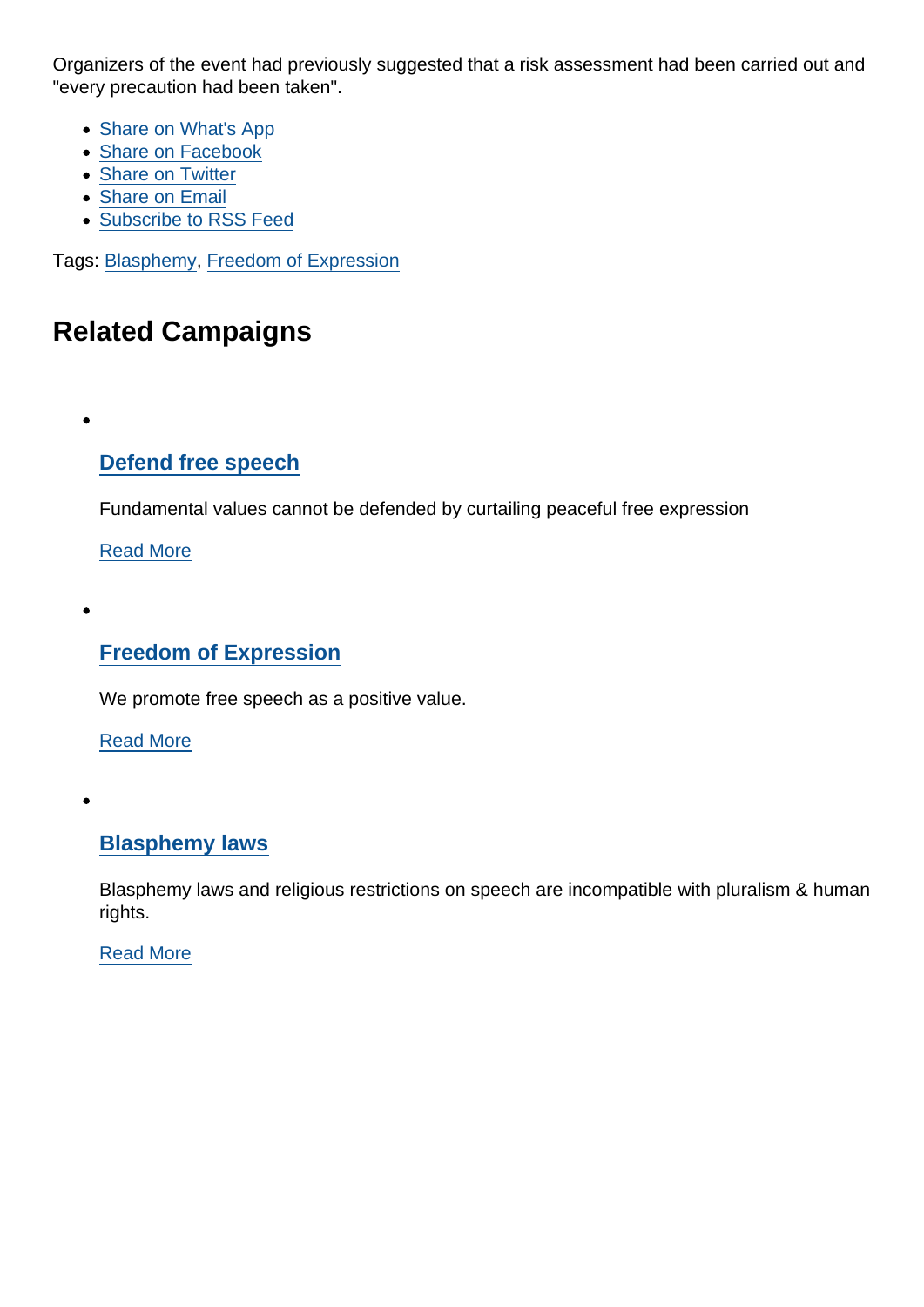Organizers of the event had previously suggested that a risk assessment had been carried out and "every precaution had been taken".

- Share on What's App
- Share on Facebook
- Share on Twitter
- Share on Email
- Subscribe to RSS Feed

Tags: Blasphemy, Freedom of Expression

## Related Campaigns

- ### Defend free speech

  Fundamental values cannot be defended by curtailing peaceful free expression

  Read More

- ### Freedom of Expression

  We promote free speech as a positive value.

  Read More

- ### Blasphemy laws

  Blasphemy laws and religious restrictions on speech are incompatible with pluralism & human rights.

  Read More